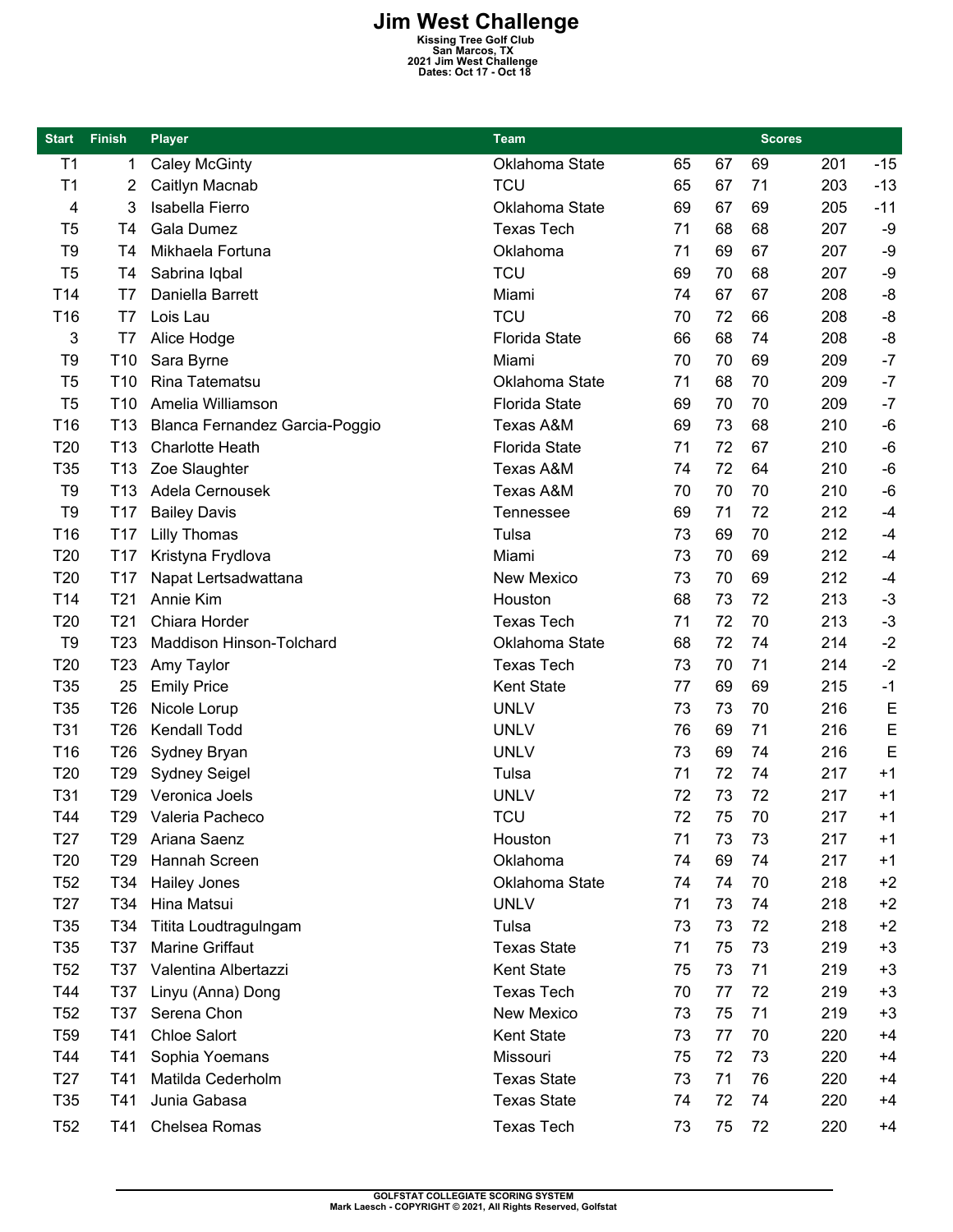# Jim West Challenge

**Kissing Tree Golf Club**
**San Marcos, TX**
**2021 Jim West Challenge**
**Dates: Oct 17 - Oct 18**

| Start | Finish | Player | Team | Scores | | | | |
|---|---|---|---|---|---|---|---|---|
| T1 | 1 | Caley McGinty | Oklahoma State | 65 | 67 | 69 | 201 | -15 |
| T1 | 2 | Caitlyn Macnab | TCU | 65 | 67 | 71 | 203 | -13 |
| 4 | 3 | Isabella Fierro | Oklahoma State | 69 | 67 | 69 | 205 | -11 |
| T5 | T4 | Gala Dumez | Texas Tech | 71 | 68 | 68 | 207 | -9 |
| T9 | T4 | Mikhaela Fortuna | Oklahoma | 71 | 69 | 67 | 207 | -9 |
| T5 | T4 | Sabrina Iqbal | TCU | 69 | 70 | 68 | 207 | -9 |
| T14 | T7 | Daniella Barrett | Miami | 74 | 67 | 67 | 208 | -8 |
| T16 | T7 | Lois Lau | TCU | 70 | 72 | 66 | 208 | -8 |
| 3 | T7 | Alice Hodge | Florida State | 66 | 68 | 74 | 208 | -8 |
| T9 | T10 | Sara Byrne | Miami | 70 | 70 | 69 | 209 | -7 |
| T5 | T10 | Rina Tatematsu | Oklahoma State | 71 | 68 | 70 | 209 | -7 |
| T5 | T10 | Amelia Williamson | Florida State | 69 | 70 | 70 | 209 | -7 |
| T16 | T13 | Blanca Fernandez Garcia-Poggio | Texas A&M | 69 | 73 | 68 | 210 | -6 |
| T20 | T13 | Charlotte Heath | Florida State | 71 | 72 | 67 | 210 | -6 |
| T35 | T13 | Zoe Slaughter | Texas A&M | 74 | 72 | 64 | 210 | -6 |
| T9 | T13 | Adela Cernousek | Texas A&M | 70 | 70 | 70 | 210 | -6 |
| T9 | T17 | Bailey Davis | Tennessee | 69 | 71 | 72 | 212 | -4 |
| T16 | T17 | Lilly Thomas | Tulsa | 73 | 69 | 70 | 212 | -4 |
| T20 | T17 | Kristyna Frydlova | Miami | 73 | 70 | 69 | 212 | -4 |
| T20 | T17 | Napat Lertsadwattana | New Mexico | 73 | 70 | 69 | 212 | -4 |
| T14 | T21 | Annie Kim | Houston | 68 | 73 | 72 | 213 | -3 |
| T20 | T21 | Chiara Horder | Texas Tech | 71 | 72 | 70 | 213 | -3 |
| T9 | T23 | Maddison Hinson-Tolchard | Oklahoma State | 68 | 72 | 74 | 214 | -2 |
| T20 | T23 | Amy Taylor | Texas Tech | 73 | 70 | 71 | 214 | -2 |
| T35 | 25 | Emily Price | Kent State | 77 | 69 | 69 | 215 | -1 |
| T35 | T26 | Nicole Lorup | UNLV | 73 | 73 | 70 | 216 | E |
| T31 | T26 | Kendall Todd | UNLV | 76 | 69 | 71 | 216 | E |
| T16 | T26 | Sydney Bryan | UNLV | 73 | 69 | 74 | 216 | E |
| T20 | T29 | Sydney Seigel | Tulsa | 71 | 72 | 74 | 217 | +1 |
| T31 | T29 | Veronica Joels | UNLV | 72 | 73 | 72 | 217 | +1 |
| T44 | T29 | Valeria Pacheco | TCU | 72 | 75 | 70 | 217 | +1 |
| T27 | T29 | Ariana Saenz | Houston | 71 | 73 | 73 | 217 | +1 |
| T20 | T29 | Hannah Screen | Oklahoma | 74 | 69 | 74 | 217 | +1 |
| T52 | T34 | Hailey Jones | Oklahoma State | 74 | 74 | 70 | 218 | +2 |
| T27 | T34 | Hina Matsui | UNLV | 71 | 73 | 74 | 218 | +2 |
| T35 | T34 | Titita Loudtragulngam | Tulsa | 73 | 73 | 72 | 218 | +2 |
| T35 | T37 | Marine Griffaut | Texas State | 71 | 75 | 73 | 219 | +3 |
| T52 | T37 | Valentina Albertazzi | Kent State | 75 | 73 | 71 | 219 | +3 |
| T44 | T37 | Linyu (Anna) Dong | Texas Tech | 70 | 77 | 72 | 219 | +3 |
| T52 | T37 | Serena Chon | New Mexico | 73 | 75 | 71 | 219 | +3 |
| T59 | T41 | Chloe Salort | Kent State | 73 | 77 | 70 | 220 | +4 |
| T44 | T41 | Sophia Yoemans | Missouri | 75 | 72 | 73 | 220 | +4 |
| T27 | T41 | Matilda Cederholm | Texas State | 73 | 71 | 76 | 220 | +4 |
| T35 | T41 | Junia Gabasa | Texas State | 74 | 72 | 74 | 220 | +4 |
| T52 | T41 | Chelsea Romas | Texas Tech | 73 | 75 | 72 | 220 | +4 |

GOLFSTAT COLLEGIATE SCORING SYSTEM
Mark Laesch - COPYRIGHT © 2021, All Rights Reserved, Golfstat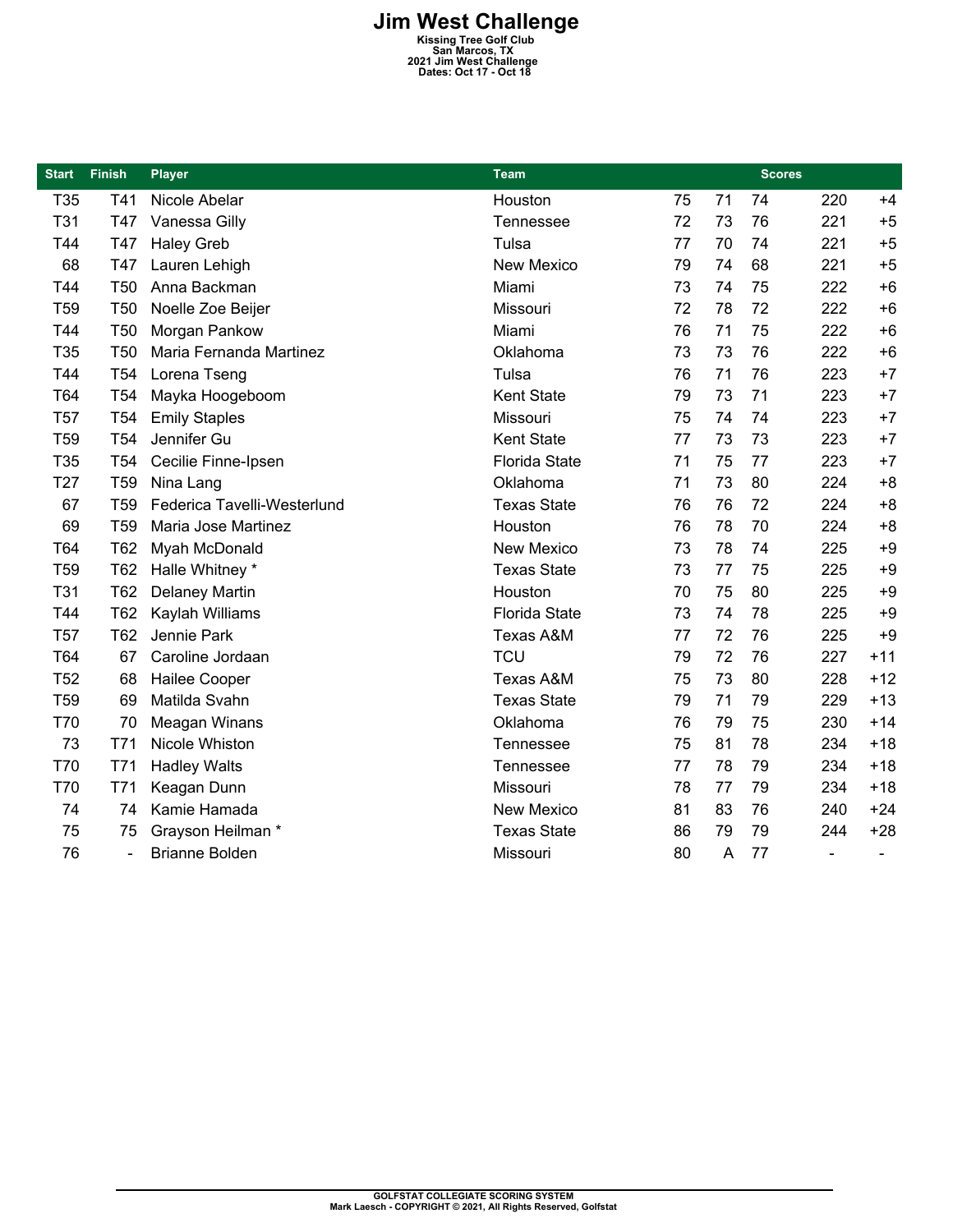# Jim West Challenge

**Kissing Tree Golf Club**
**San Marcos, TX**
**2021 Jim West Challenge**
**Dates: Oct 17 - Oct 18**

| Start | Finish | Player | Team | Scores | | | | |
|---|---|---|---|---|---|---|---|---|
| T35 | T41 | Nicole Abelar | Houston | 75 | 71 | 74 | 220 | +4 |
| T31 | T47 | Vanessa Gilly | Tennessee | 72 | 73 | 76 | 221 | +5 |
| T44 | T47 | Haley Greb | Tulsa | 77 | 70 | 74 | 221 | +5 |
| 68 | T47 | Lauren Lehigh | New Mexico | 79 | 74 | 68 | 221 | +5 |
| T44 | T50 | Anna Backman | Miami | 73 | 74 | 75 | 222 | +6 |
| T59 | T50 | Noelle Zoe Beijer | Missouri | 72 | 78 | 72 | 222 | +6 |
| T44 | T50 | Morgan Pankow | Miami | 76 | 71 | 75 | 222 | +6 |
| T35 | T50 | Maria Fernanda Martinez | Oklahoma | 73 | 73 | 76 | 222 | +6 |
| T44 | T54 | Lorena Tseng | Tulsa | 76 | 71 | 76 | 223 | +7 |
| T64 | T54 | Mayka Hoogeboom | Kent State | 79 | 73 | 71 | 223 | +7 |
| T57 | T54 | Emily Staples | Missouri | 75 | 74 | 74 | 223 | +7 |
| T59 | T54 | Jennifer Gu | Kent State | 77 | 73 | 73 | 223 | +7 |
| T35 | T54 | Cecilie Finne-Ipsen | Florida State | 71 | 75 | 77 | 223 | +7 |
| T27 | T59 | Nina Lang | Oklahoma | 71 | 73 | 80 | 224 | +8 |
| 67 | T59 | Federica Tavelli-Westerlund | Texas State | 76 | 76 | 72 | 224 | +8 |
| 69 | T59 | Maria Jose Martinez | Houston | 76 | 78 | 70 | 224 | +8 |
| T64 | T62 | Myah McDonald | New Mexico | 73 | 78 | 74 | 225 | +9 |
| T59 | T62 | Halle Whitney * | Texas State | 73 | 77 | 75 | 225 | +9 |
| T31 | T62 | Delaney Martin | Houston | 70 | 75 | 80 | 225 | +9 |
| T44 | T62 | Kaylah Williams | Florida State | 73 | 74 | 78 | 225 | +9 |
| T57 | T62 | Jennie Park | Texas A&M | 77 | 72 | 76 | 225 | +9 |
| T64 | 67 | Caroline Jordaan | TCU | 79 | 72 | 76 | 227 | +11 |
| T52 | 68 | Hailee Cooper | Texas A&M | 75 | 73 | 80 | 228 | +12 |
| T59 | 69 | Matilda Svahn | Texas State | 79 | 71 | 79 | 229 | +13 |
| T70 | 70 | Meagan Winans | Oklahoma | 76 | 79 | 75 | 230 | +14 |
| 73 | T71 | Nicole Whiston | Tennessee | 75 | 81 | 78 | 234 | +18 |
| T70 | T71 | Hadley Walts | Tennessee | 77 | 78 | 79 | 234 | +18 |
| T70 | T71 | Keagan Dunn | Missouri | 78 | 77 | 79 | 234 | +18 |
| 74 | 74 | Kamie Hamada | New Mexico | 81 | 83 | 76 | 240 | +24 |
| 75 | 75 | Grayson Heilman * | Texas State | 86 | 79 | 79 | 244 | +28 |
| 76 | - | Brianne Bolden | Missouri | 80 | A | 77 | - | - |

GOLFSTAT COLLEGIATE SCORING SYSTEM
Mark Laesch - COPYRIGHT © 2021, All Rights Reserved, Golfstat